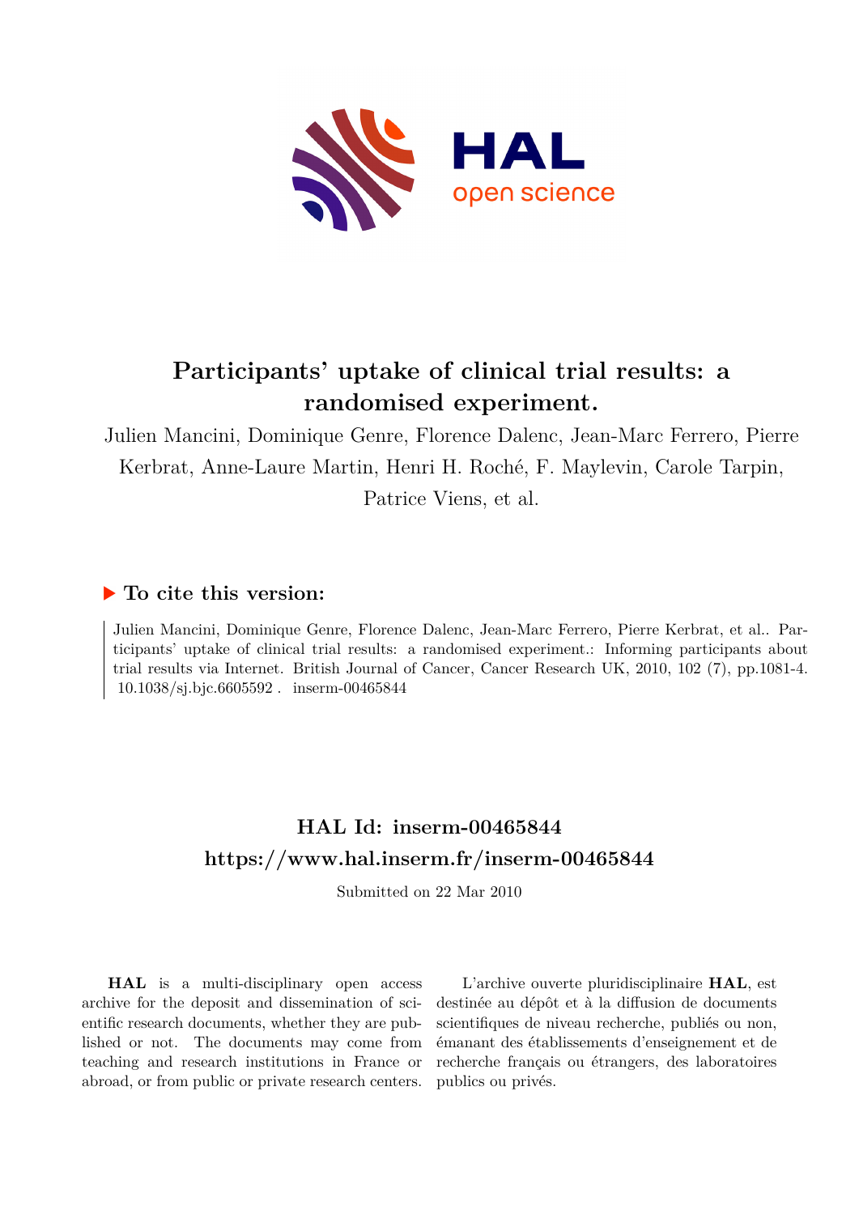# Participants' uptake of clinical trial results: a randomised experiment.

Julien Mancini, Dominique Genre, Florence Dalenc, Jean-Marc Ferrero, Pierre Kerbrat, Anne-Laure Martin, Henri H. Roché, F. Maylevin, Carole Tarpin, Patrice Viens, et al.

## ▶ To cite this version:

Julien Mancini, Dominique Genre, Florence Dalenc, Jean-Marc Ferrero, Pierre Kerbrat, et al.. Participants' uptake of clinical trial results: a randomised experiment.: Informing participants about trial results via Internet. British Journal of Cancer, Cancer Research UK, 2010, 102 (7), pp.1081-4. 10.1038/sj.bjc.6605592 . inserm-00465844

## HAL Id: inserm-00465844

## https://www.hal.inserm.fr/inserm-00465844

Submitted on 22 Mar 2010

**HAL** is a multi-disciplinary open access archive for the deposit and dissemination of scientific research documents, whether they are published or not. The documents may come from teaching and research institutions in France or abroad, or from public or private research centers.

L'archive ouverte pluridisciplinaire **HAL**, est destinée au dépôt et à la diffusion de documents scientifiques de niveau recherche, publiés ou non, émanant des établissements d'enseignement et de recherche français ou étrangers, des laboratoires publics ou privés.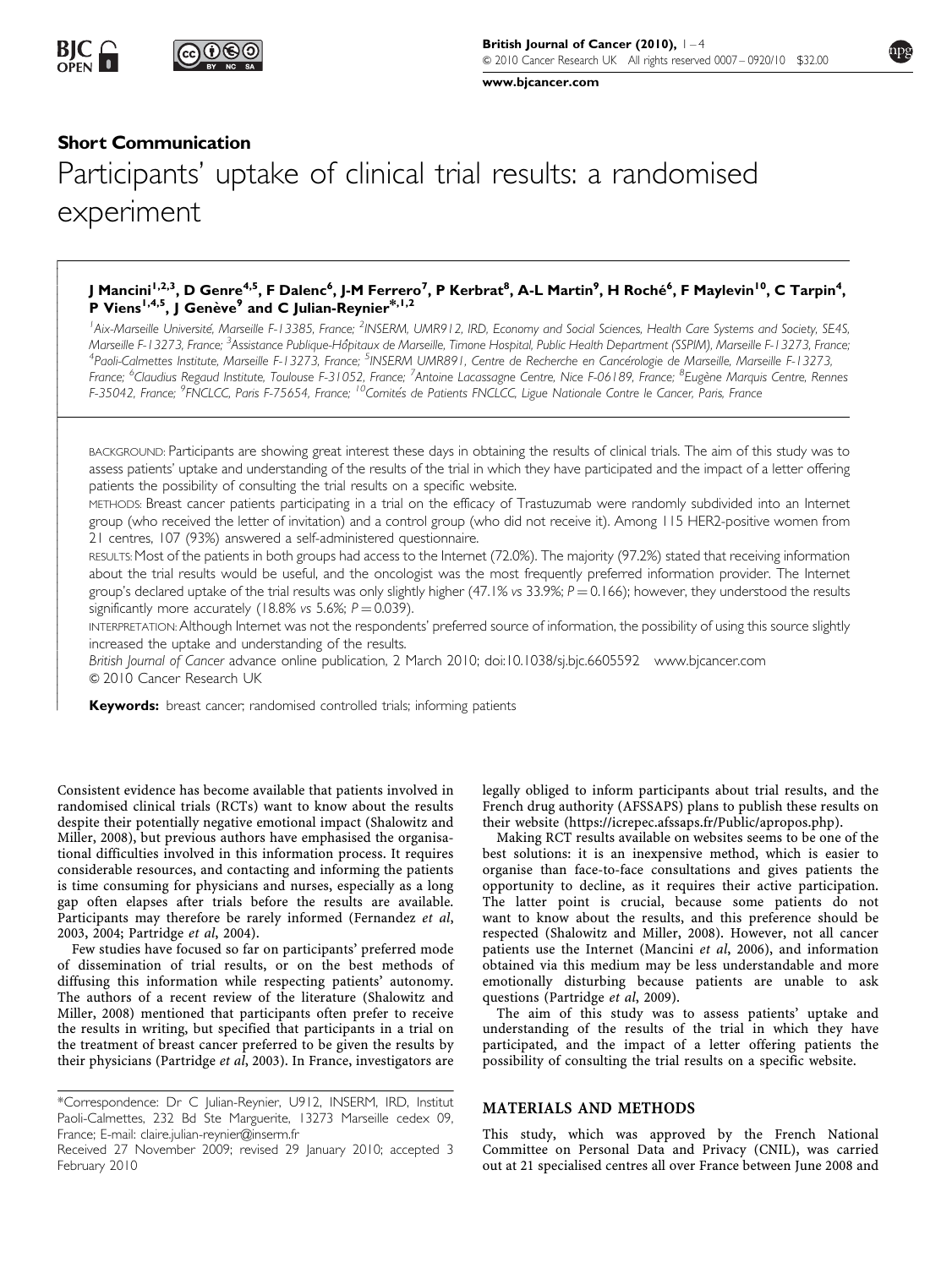## Short Communication

# Participants' uptake of clinical trial results: a randomised experiment

**J Mancini[1,2,3], D Genre[4,5], F Dalenc[6], J-M Ferrero[7], P Kerbrat[8], A-L Martin[9], H Roché[6], F Maylevin[10], C Tarpin[4], P Viens[1,4,5], J Genève[9] and C Julian-Reynier*[,1,2]**

[1]Aix-Marseille Université, Marseille F-13385, France; [2]INSERM, UMR912, IRD, Economy and Social Sciences, Health Care Systems and Society, SE4S, Marseille F-13273, France; [3]Assistance Publique-Hôpitaux de Marseille, Timone Hospital, Public Health Department (SSPIM), Marseille F-13273, France; [4]Paoli-Calmettes Institute, Marseille F-13273, France; [5]INSERM UMR891, Centre de Recherche en Cancérologie de Marseille, Marseille F-13273, France; [6]Claudius Regaud Institute, Toulouse F-31052, France; [7]Antoine Lacassagne Centre, Nice F-06189, France; [8]Eugène Marquis Centre, Rennes F-35042, France; [9]FNCLCC, Paris F-75654, France; [10]Comités de Patients FNCLCC, Ligue Nationale Contre le Cancer, Paris, France

BACKGROUND: Participants are showing great interest these days in obtaining the results of clinical trials. The aim of this study was to assess patients' uptake and understanding of the results of the trial in which they have participated and the impact of a letter offering patients the possibility of consulting the trial results on a specific website.

METHODS: Breast cancer patients participating in a trial on the efficacy of Trastuzumab were randomly subdivided into an Internet group (who received the letter of invitation) and a control group (who did not receive it). Among 115 HER2-positive women from 21 centres, 107 (93%) answered a self-administered questionnaire.

RESULTS: Most of the patients in both groups had access to the Internet (72.0%). The majority (97.2%) stated that receiving information about the trial results would be useful, and the oncologist was the most frequently preferred information provider. The Internet group's declared uptake of the trial results was only slightly higher (47.1% *vs* 33.9%; $P = 0.166$); however, they understood the results significantly more accurately (18.8% *vs* 5.6%; $P = 0.039$).

INTERPRETATION: Although Internet was not the respondents' preferred source of information, the possibility of using this source slightly increased the uptake and understanding of the results.

*British Journal of Cancer* advance online publication, 2 March 2010; doi:10.1038/sj.bjc.6605592 www.bjcancer.com
© 2010 Cancer Research UK

**Keywords:** breast cancer; randomised controlled trials; informing patients

Consistent evidence has become available that patients involved in randomised clinical trials (RCTs) want to know about the results despite their potentially negative emotional impact (Shalowitz and Miller, 2008), but previous authors have emphasised the organisational difficulties involved in this information process. It requires considerable resources, and contacting and informing the patients is time consuming for physicians and nurses, especially as a long gap often elapses after trials before the results are available. Participants may therefore be rarely informed (Fernandez *et al*, 2003, 2004; Partridge *et al*, 2004).

Few studies have focused so far on participants' preferred mode of dissemination of trial results, or on the best methods of diffusing this information while respecting patients' autonomy. The authors of a recent review of the literature (Shalowitz and Miller, 2008) mentioned that participants often prefer to receive the results in writing, but specified that participants in a trial on the treatment of breast cancer preferred to be given the results by their physicians (Partridge *et al*, 2003). In France, investigators are legally obliged to inform participants about trial results, and the French drug authority (AFSSAPS) plans to publish these results on their website (https://icrepec.afssaps.fr/Public/apropos.php).

Making RCT results available on websites seems to be one of the best solutions: it is an inexpensive method, which is easier to organise than face-to-face consultations and gives patients the opportunity to decline, as it requires their active participation. The latter point is crucial, because some patients do not want to know about the results, and this preference should be respected (Shalowitz and Miller, 2008). However, not all cancer patients use the Internet (Mancini *et al*, 2006), and information obtained via this medium may be less understandable and more emotionally disturbing because patients are unable to ask questions (Partridge *et al*, 2009).

The aim of this study was to assess patients' uptake and understanding of the results of the trial in which they have participated, and the impact of a letter offering patients the possibility of consulting the trial results on a specific website.

## MATERIALS AND METHODS

This study, which was approved by the French National Committee on Personal Data and Privacy (CNIL), was carried out at 21 specialised centres all over France between June 2008 and

*Correspondence: Dr C Julian-Reynier, U912, INSERM, IRD, Institut Paoli-Calmettes, 232 Bd Ste Marguerite, 13273 Marseille cedex 09, France; E-mail: claire.julian-reynier@inserm.fr

Received 27 November 2009; revised 29 January 2010; accepted 3 February 2010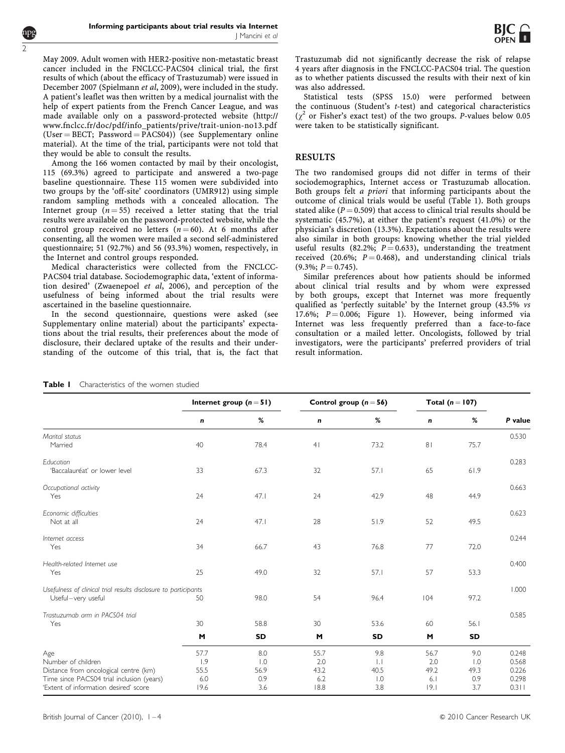May 2009. Adult women with HER2-positive non-metastatic breast cancer included in the FNCLCC-PACS04 clinical trial, the first results of which (about the efficacy of Trastuzumab) were issued in December 2007 (Spielmann *et al*, 2009), were included in the study. A patient's leaflet was then written by a medical journalist with the help of expert patients from the French Cancer League, and was made available only on a password-protected website (http://www.fnclcc.fr/doc/pdf/info_patients/prive/trait-union-no13.pdf (User = BECT; Password = PACS04)) (see Supplementary online material). At the time of the trial, participants were not told that they would be able to consult the results.

Among the 166 women contacted by mail by their oncologist, 115 (69.3%) agreed to participate and answered a two-page baseline questionnaire. These 115 women were subdivided into two groups by the 'off-site' coordinators (UMR912) using simple random sampling methods with a concealed allocation. The Internet group ($n = 55$) received a letter stating that the trial results were available on the password-protected website, while the control group received no letters ($n = 60$). At 6 months after consenting, all the women were mailed a second self-administered questionnaire; 51 (92.7%) and 56 (93.3%) women, respectively, in the Internet and control groups responded.

Medical characteristics were collected from the FNCLCC-PACS04 trial database. Sociodemographic data, 'extent of information desired' (Zwaenepoel *et al*, 2006), and perception of the usefulness of being informed about the trial results were ascertained in the baseline questionnaire.

In the second questionnaire, questions were asked (see Supplementary online material) about the participants' expectations about the trial results, their preferences about the mode of disclosure, their declared uptake of the results and their understanding of the outcome of this trial, that is, the fact that Trastuzumab did not significantly decrease the risk of relapse 4 years after diagnosis in the FNCLCC-PACS04 trial. The question as to whether patients discussed the results with their next of kin was also addressed.

Statistical tests (SPSS 15.0) were performed between the continuous (Student's *t*-test) and categorical characteristics ($\chi^2$ or Fisher's exact test) of the two groups. *P*-values below 0.05 were taken to be statistically significant.

## RESULTS

The two randomised groups did not differ in terms of their sociodemographics, Internet access or Trastuzumab allocation. Both groups felt *a priori* that informing participants about the outcome of clinical trials would be useful (Table 1). Both groups stated alike ($P = 0.509$) that access to clinical trial results should be systematic (45.7%), at either the patient's request (41.0%) or the physician's discretion (13.3%). Expectations about the results were also similar in both groups: knowing whether the trial yielded useful results (82.2%; $P = 0.633$), understanding the treatment received (20.6%; $P = 0.468$), and understanding clinical trials (9.3%; $P = 0.745$).

Similar preferences about how patients should be informed about clinical trial results and by whom were expressed by both groups, except that Internet was more frequently qualified as 'perfectly suitable' by the Internet group (43.5% *vs* 17.6%; $P = 0.006$; Figure 1). However, being informed via Internet was less frequently preferred than a face-to-face consultation or a mailed letter. Oncologists, followed by trial investigators, were the participants' preferred providers of trial result information.

**Table 1** Characteristics of the women studied

| | Internet group ($n = 51$) | | Control group ($n = 56$) | | Total ($n = 107$) | | |
|---|---|---|---|---|---|---|---|
| | *n* | % | *n* | % | *n* | % | *P* value |
| *Marital status* | | | | | | | 0.530 |
| Married | 40 | 78.4 | 41 | 73.2 | 81 | 75.7 | |
| *Education* | | | | | | | 0.283 |
| 'Baccalauréat' or lower level | 33 | 67.3 | 32 | 57.1 | 65 | 61.9 | |
| *Occupational activity* | | | | | | | 0.663 |
| Yes | 24 | 47.1 | 24 | 42.9 | 48 | 44.9 | |
| *Economic difficulties* | | | | | | | 0.623 |
| Not at all | 24 | 47.1 | 28 | 51.9 | 52 | 49.5 | |
| *Internet access* | | | | | | | 0.244 |
| Yes | 34 | 66.7 | 43 | 76.8 | 77 | 72.0 | |
| *Health-related Internet use* | | | | | | | 0.400 |
| Yes | 25 | 49.0 | 32 | 57.1 | 57 | 53.3 | |
| *Usefulness of clinical trial results disclosure to participants* | | | | | | | 1.000 |
| Useful–very useful | 50 | 98.0 | 54 | 96.4 | 104 | 97.2 | |
| *Trastuzumab arm in PACS04 trial* | | | | | | | 0.585 |
| Yes | 30 | 58.8 | 30 | 53.6 | 60 | 56.1 | |
| | **M** | **SD** | **M** | **SD** | **M** | **SD** | |
| Age | 57.7 | 8.0 | 55.7 | 9.8 | 56.7 | 9.0 | 0.248 |
| Number of children | 1.9 | 1.0 | 2.0 | 1.1 | 2.0 | 1.0 | 0.568 |
| Distance from oncological centre (km) | 55.5 | 56.9 | 43.2 | 40.5 | 49.2 | 49.3 | 0.226 |
| Time since PACS04 trial inclusion (years) | 6.0 | 0.9 | 6.2 | 1.0 | 6.1 | 0.9 | 0.298 |
| 'Extent of information desired' score | 19.6 | 3.6 | 18.8 | 3.8 | 19.1 | 3.7 | 0.311 |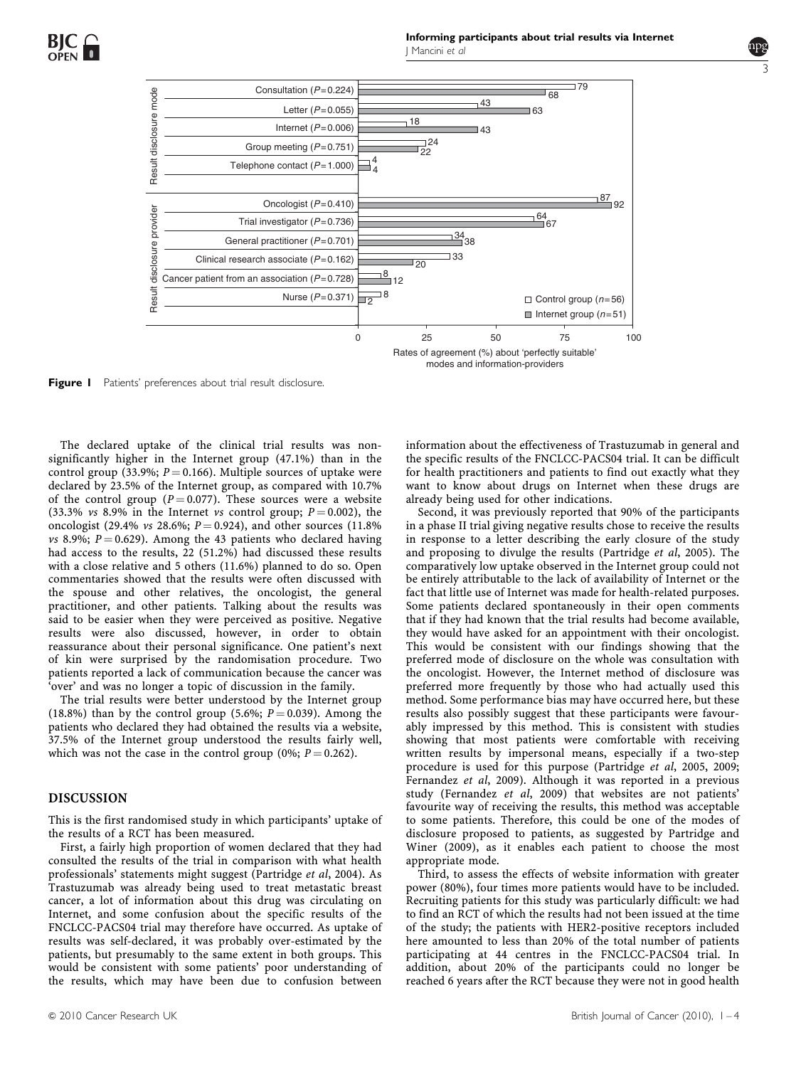| | | Control group (n=56) | Internet group (n=51) |
|---|---|---|---|
| Result disclosure mode | Consultation (P=0.224) | 79 | 68 |
| | Letter (P=0.055) | 43 | 63 |
| | Internet (P=0.006) | 18 | 43 |
| | Group meeting (P=0.751) | 24 | 22 |
| | Telephone contact (P=1.000) | 4 | 4 |
| Result disclosure provider | Oncologist (P=0.410) | 87 | 92 |
| | Trial investigator (P=0.736) | 64 | 67 |
| | General practitioner (P=0.701) | 34 | 38 |
| | Clinical research associate (P=0.162) | 33 | 20 |
| | Cancer patient from an association (P=0.728) | 8 | 12 |
| | Nurse (P=0.371) | 8 | 2 |

Rates of agreement (%) about 'perfectly suitable' modes and information-providers

**Figure 1** Patients' preferences about trial result disclosure.

The declared uptake of the clinical trial results was non-significantly higher in the Internet group (47.1%) than in the control group (33.9%; $P = 0.166$). Multiple sources of uptake were declared by 23.5% of the Internet group, as compared with 10.7% of the control group ($P = 0.077$). These sources were a website (33.3% *vs* 8.9% in the Internet *vs* control group; $P = 0.002$), the oncologist (29.4% *vs* 28.6%; $P = 0.924$), and other sources (11.8% *vs* 8.9%; $P = 0.629$). Among the 43 patients who declared having had access to the results, 22 (51.2%) had discussed these results with a close relative and 5 others (11.6%) planned to do so. Open commentaries showed that the results were often discussed with the spouse and other relatives, the oncologist, the general practitioner, and other patients. Talking about the results was said to be easier when they were perceived as positive. Negative results were also discussed, however, in order to obtain reassurance about their personal significance. One patient's next of kin were surprised by the randomisation procedure. Two patients reported a lack of communication because the cancer was 'over' and was no longer a topic of discussion in the family.

The trial results were better understood by the Internet group (18.8%) than by the control group (5.6%; $P = 0.039$). Among the patients who declared they had obtained the results via a website, 37.5% of the Internet group understood the results fairly well, which was not the case in the control group (0%; $P = 0.262$).

## DISCUSSION

This is the first randomised study in which participants' uptake of the results of a RCT has been measured.

First, a fairly high proportion of women declared that they had consulted the results of the trial in comparison with what health professionals' statements might suggest (Partridge *et al*, 2004). As Trastuzumab was already being used to treat metastatic breast cancer, a lot of information about this drug was circulating on Internet, and some confusion about the specific results of the FNCLCC-PACS04 trial may therefore have occurred. As uptake of results was self-declared, it was probably over-estimated by the patients, but presumably to the same extent in both groups. This would be consistent with some patients' poor understanding of the results, which may have been due to confusion between information about the effectiveness of Trastuzumab in general and the specific results of the FNCLCC-PACS04 trial. It can be difficult for health practitioners and patients to find out exactly what they want to know about drugs on Internet when these drugs are already being used for other indications.

Second, it was previously reported that 90% of the participants in a phase II trial giving negative results chose to receive the results in response to a letter describing the early closure of the study and proposing to divulge the results (Partridge *et al*, 2005). The comparatively low uptake observed in the Internet group could not be entirely attributable to the lack of availability of Internet or the fact that little use of Internet was made for health-related purposes. Some patients declared spontaneously in their open comments that if they had known that the trial results had become available, they would have asked for an appointment with their oncologist. This would be consistent with our findings showing that the preferred mode of disclosure on the whole was consultation with the oncologist. However, the Internet method of disclosure was preferred more frequently by those who had actually used this method. Some performance bias may have occurred here, but these results also possibly suggest that these participants were favourably impressed by this method. This is consistent with studies showing that most patients were comfortable with receiving written results by impersonal means, especially if a two-step procedure is used for this purpose (Partridge *et al*, 2005, 2009; Fernandez *et al*, 2009). Although it was reported in a previous study (Fernandez *et al*, 2009) that websites are not patients' favourite way of receiving the results, this method was acceptable to some patients. Therefore, this could be one of the modes of disclosure proposed to patients, as suggested by Partridge and Winer (2009), as it enables each patient to choose the most appropriate mode.

Third, to assess the effects of website information with greater power (80%), four times more patients would have to be included. Recruiting patients for this study was particularly difficult: we had to find an RCT of which the results had not been issued at the time of the study; the patients with HER2-positive receptors included here amounted to less than 20% of the total number of patients participating at 44 centres in the FNCLCC-PACS04 trial. In addition, about 20% of the participants could no longer be reached 6 years after the RCT because they were not in good health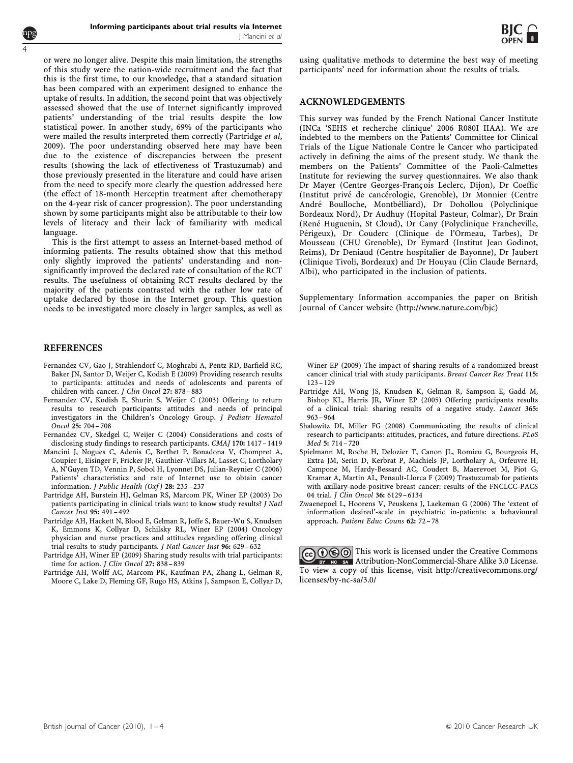or were no longer alive. Despite this main limitation, the strengths of this study were the nation-wide recruitment and the fact that this is the first time, to our knowledge, that a standard situation has been compared with an experiment designed to enhance the uptake of results. In addition, the second point that was objectively assessed showed that the use of Internet significantly improved patients' understanding of the trial results despite the low statistical power. In another study, 69% of the participants who were mailed the results interpreted them correctly (Partridge *et al*, 2009). The poor understanding observed here may have been due to the existence of discrepancies between the present results (showing the lack of effectiveness of Trastuzumab) and those previously presented in the literature and could have arisen from the need to specify more clearly the question addressed here (the effect of 18-month Herceptin treatment after chemotherapy on the 4-year risk of cancer progression). The poor understanding shown by some participants might also be attributable to their low levels of literacy and their lack of familiarity with medical language.

This is the first attempt to assess an Internet-based method of informing patients. The results obtained show that this method only slightly improved the patients' understanding and non-significantly improved the declared rate of consultation of the RCT results. The usefulness of obtaining RCT results declared by the majority of the patients contrasted with the rather low rate of uptake declared by those in the Internet group. This question needs to be investigated more closely in larger samples, as well as using qualitative methods to determine the best way of meeting participants' need for information about the results of trials.

## ACKNOWLEDGEMENTS

This survey was funded by the French National Cancer Institute (INCa 'SEHS et recherche clinique' 2006 R080I IIAA). We are indebted to the members on the Patients' Committee for Clinical Trials of the Ligue Nationale Contre le Cancer who participated actively in defining the aims of the present study. We thank the members on the Patients' Committee of the Paoli-Calmettes Institute for reviewing the survey questionnaires. We also thank Dr Mayer (Centre Georges-François Leclerc, Dijon), Dr Coeffic (Institut privé de cancérologie, Grenoble), Dr Monnier (Centre André Boulloche, Montbélliard), Dr Dohollou (Polyclinique Bordeaux Nord), Dr Audhuy (Hopital Pasteur, Colmar), Dr Brain (René Huguenin, St Cloud), Dr Cany (Polyclinique Francheville, Périgeux), Dr Couderc (Clinique de l'Ormeau, Tarbes), Dr Mousseau (CHU Grenoble), Dr Eymard (Institut Jean Godinot, Reims), Dr Deniaud (Centre hospitalier de Bayonne), Dr Jaubert (Clinique Tivoli, Bordeaux) and Dr Houyau (Clin Claude Bernard, Albi), who participated in the inclusion of patients.

Supplementary Information accompanies the paper on British Journal of Cancer website (http://www.nature.com/bjc)

## REFERENCES

Fernandez CV, Gao J, Strahlendorf C, Moghrabi A, Pentz RD, Barfield RC, Baker JN, Santor D, Weijer C, Kodish E (2009) Providing research results to participants: attitudes and needs of adolescents and parents of children with cancer. *J Clin Oncol* **27:** 878–883

Fernandez CV, Kodish E, Shurin S, Weijer C (2003) Offering to return results to research participants: attitudes and needs of principal investigators in the Children's Oncology Group. *J Pediatr Hematol Oncol* **25:** 704–708

Fernandez CV, Skedgel C, Weijer C (2004) Considerations and costs of disclosing study findings to research participants. *CMAJ* **170:** 1417–1419

Mancini J, Nogues C, Adenis C, Berthet P, Bonadona V, Chompret A, Coupier I, Eisinger F, Fricker JP, Gauthier-Villars M, Lasset C, Lortholary A, N'Guyen TD, Vennin P, Sobol H, Lyonnet DS, Julian-Reynier C (2006) Patients' characteristics and rate of Internet use to obtain cancer information. *J Public Health (Oxf)* **28:** 235–237

Partridge AH, Burstein HJ, Gelman RS, Marcom PK, Winer EP (2003) Do patients participating in clinical trials want to know study results? *J Natl Cancer Inst* **95:** 491–492

Partridge AH, Hackett N, Blood E, Gelman R, Joffe S, Bauer-Wu S, Knudsen K, Emmons K, Collyar D, Schilsky RL, Winer EP (2004) Oncology physician and nurse practices and attitudes regarding offering clinical trial results to study participants. *J Natl Cancer Inst* **96:** 629–632

Partridge AH, Winer EP (2009) Sharing study results with trial participants: time for action. *J Clin Oncol* **27:** 838–839

Partridge AH, Wolff AC, Marcom PK, Kaufman PA, Zhang L, Gelman R, Moore C, Lake D, Fleming GF, Rugo HS, Atkins J, Sampson E, Collyar D, Winer EP (2009) The impact of sharing results of a randomized breast cancer clinical trial with study participants. *Breast Cancer Res Treat* **115:** 123–129

Partridge AH, Wong JS, Knudsen K, Gelman R, Sampson E, Gadd M, Bishop KL, Harris JR, Winer EP (2005) Offering participants results of a clinical trial: sharing results of a negative study. *Lancet* **365:** 963–964

Shalowitz DI, Miller FG (2008) Communicating the results of clinical research to participants: attitudes, practices, and future directions. *PLoS Med* **5:** 714–720

Spielmann M, Roche H, Delozier T, Canon JL, Romieu G, Bourgeois H, Extra JM, Serin D, Kerbrat P, Machiels JP, Lortholary A, Orfeuvre H, Campone M, Hardy-Bessard AC, Coudert B, Maerevoet M, Piot G, Kramar A, Martin AL, Penault-Llorca F (2009) Trastuzumab for patients with axillary-node-positive breast cancer: results of the FNCLCC-PACS 04 trial. *J Clin Oncol* **36:** 6129–6134

Zwaenepoel L, Hoorens V, Peuskens J, Laekeman G (2006) The 'extent of information desired'-scale in psychiatric in-patients: a behavioural approach. *Patient Educ Couns* **62:** 72–78

This work is licensed under the Creative Commons Attribution-NonCommercial-Share Alike 3.0 License. To view a copy of this license, visit http://creativecommons.org/licenses/by-nc-sa/3.0/